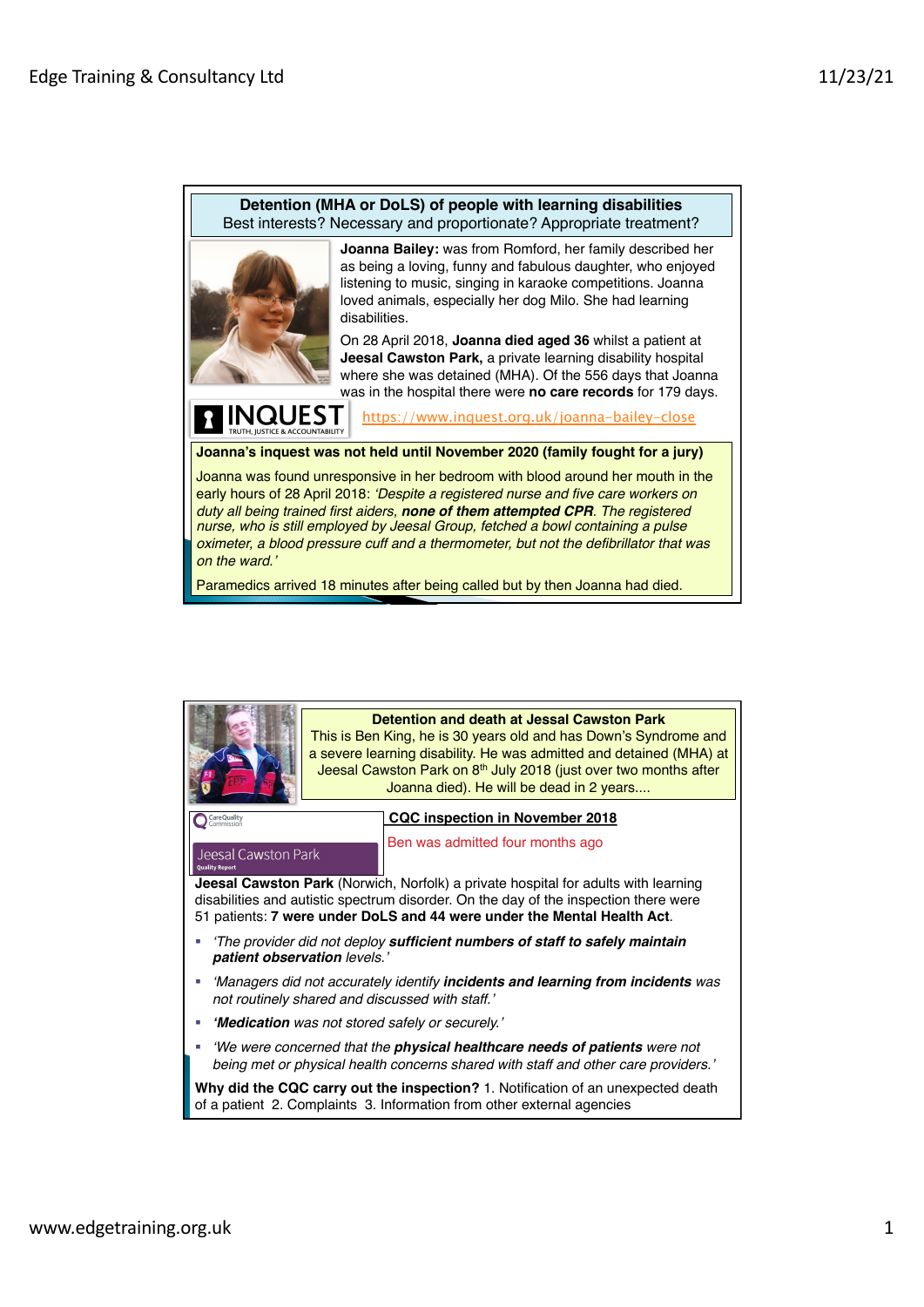## Detention (MHA or DoLS) of people with learning disabilities

Best interests? Necessary and proportionate? Appropriate treatment?

**Joanna Bailey:** was from Romford, her family described her as being a loving, funny and fabulous daughter, who enjoyed listening to music, singing in karaoke competitions. Joanna loved animals, especially her dog Milo. She had learning disabilities.

On 28 April 2018, **Joanna died aged 36** whilst a patient at **Jeesal Cawston Park,** a private learning disability hospital where she was detained (MHA). Of the 556 days that Joanna was in the hospital there were **no care records** for 179 days.

INQUEST TRUTH, JUSTICE & ACCOUNTABILITY

https://www.inquest.org.uk/joanna-bailey-close

**Joanna's inquest was not held until November 2020 (family fought for a jury)**

Joanna was found unresponsive in her bedroom with blood around her mouth in the early hours of 28 April 2018: *'Despite a registered nurse and five care workers on duty all being trained first aiders,* ***none of them attempted CPR****. The registered nurse, who is still employed by Jeesal Group, fetched a bowl containing a pulse oximeter, a blood pressure cuff and a thermometer, but not the defibrillator that was on the ward.'*

Paramedics arrived 18 minutes after being called but by then Joanna had died.

## Detention and death at Jessal Cawston Park

This is Ben King, he is 30 years old and has Down's Syndrome and a severe learning disability. He was admitted and detained (MHA) at Jeesal Cawston Park on 8th July 2018 (just over two months after Joanna died). He will be dead in 2 years....

CareQuality Commission

Jeesal Cawston Park

Quality Report

**CQC inspection in November 2018**

Ben was admitted four months ago

**Jeesal Cawston Park** (Norwich, Norfolk) a private hospital for adults with learning disabilities and autistic spectrum disorder. On the day of the inspection there were 51 patients: **7 were under DoLS and 44 were under the Mental Health Act**.

- *'The provider did not deploy* ***sufficient numbers of staff to safely maintain patient observation*** *levels.'*
- *'Managers did not accurately identify* ***incidents and learning from incidents*** *was not routinely shared and discussed with staff.'*
- *'****Medication*** *was not stored safely or securely.'*
- *'We were concerned that the* ***physical healthcare needs of patients*** *were not being met or physical health concerns shared with staff and other care providers.'*

**Why did the CQC carry out the inspection?** 1. Notification of an unexpected death of a patient 2. Complaints 3. Information from other external agencies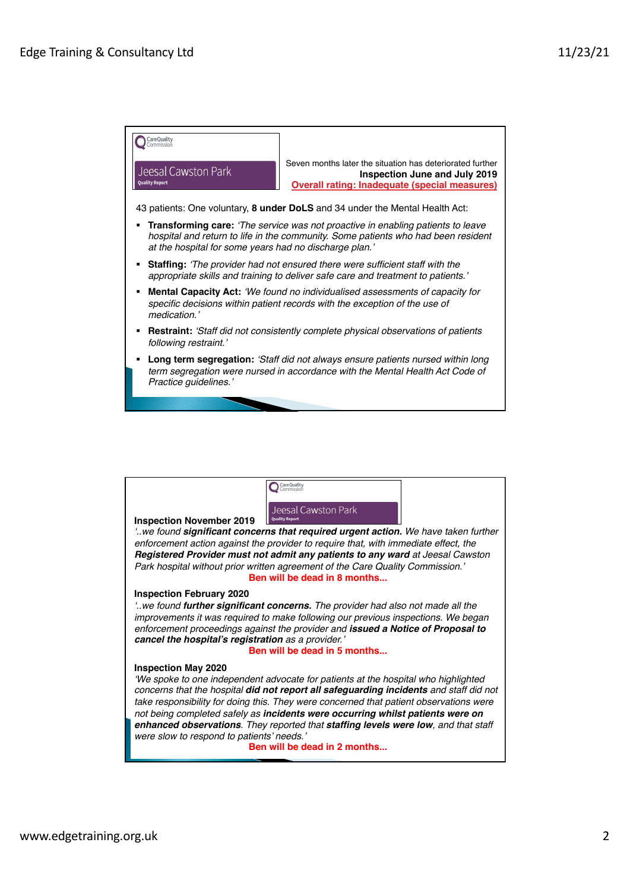Care Quality Commission

**Jeesal Cawston Park**
Quality Report

Seven months later the situation has deteriorated further
**Inspection June and July 2019**
**Overall rating: Inadequate (special measures)**

43 patients: One voluntary, **8 under DoLS** and 34 under the Mental Health Act:

- **Transforming care:** *'The service was not proactive in enabling patients to leave hospital and return to life in the community. Some patients who had been resident at the hospital for some years had no discharge plan.'*
- **Staffing:** *'The provider had not ensured there were sufficient staff with the appropriate skills and training to deliver safe care and treatment to patients.'*
- **Mental Capacity Act:** *'We found no individualised assessments of capacity for specific decisions within patient records with the exception of the use of medication.'*
- **Restraint:** *'Staff did not consistently complete physical observations of patients following restraint.'*
- **Long term segregation:** *'Staff did not always ensure patients nursed within long term segregation were nursed in accordance with the Mental Health Act Code of Practice guidelines.'*

---

Care Quality Commission

**Jeesal Cawston Park**
Quality Report

**Inspection November 2019**
*'..we found **significant concerns that required urgent action.** We have taken further enforcement action against the provider to require that, with immediate effect, the **Registered Provider must not admit any patients to any ward** at Jeesal Cawston Park hospital without prior written agreement of the Care Quality Commission.'*
**Ben will be dead in 8 months...**

**Inspection February 2020**
*'..we found **further significant concerns.** The provider had also not made all the improvements it was required to make following our previous inspections. We began enforcement proceedings against the provider and **issued a Notice of Proposal to cancel the hospital's registration** as a provider.'*
**Ben will be dead in 5 months...**

**Inspection May 2020**
*'We spoke to one independent advocate for patients at the hospital who highlighted concerns that the hospital **did not report all safeguarding incidents** and staff did not take responsibility for doing this. They were concerned that patient observations were not being completed safely as **incidents were occurring whilst patients were on enhanced observations**. They reported that **staffing levels were low**, and that staff were slow to respond to patients' needs.'*
**Ben will be dead in 2 months...**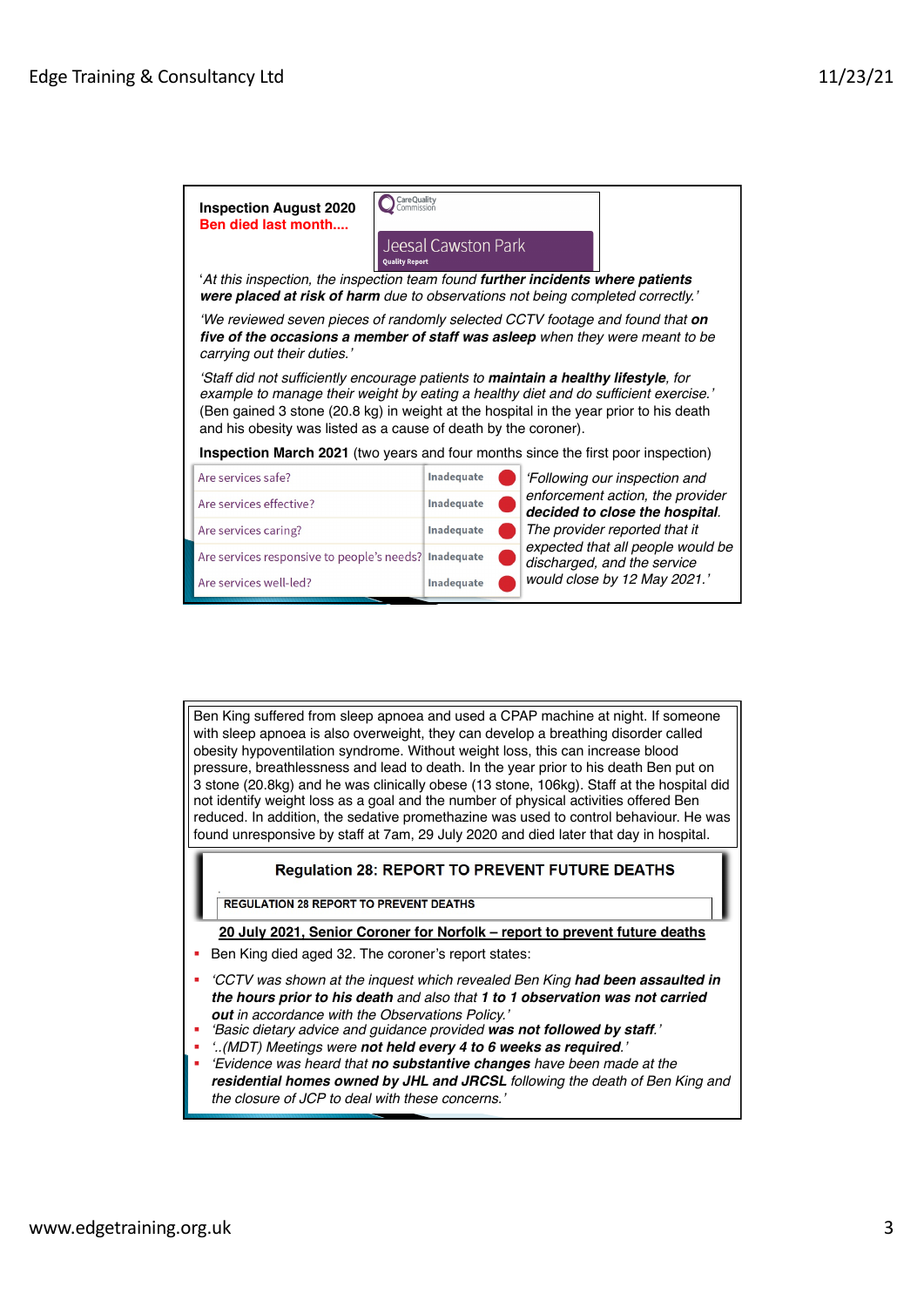**Inspection August 2020**
**Ben died last month....**

CareQuality Commission

Jeesal Cawston Park
Quality Report

'*At this inspection, the inspection team found **further incidents where patients were placed at risk of harm** due to observations not being completed correctly.'*

*'We reviewed seven pieces of randomly selected CCTV footage and found that **on five of the occasions a member of staff was asleep** when they were meant to be carrying out their duties.'*

*'Staff did not sufficiently encourage patients to **maintain a healthy lifestyle**, for example to manage their weight by eating a healthy diet and do sufficient exercise.'*
(Ben gained 3 stone (20.8 kg) in weight at the hospital in the year prior to his death and his obesity was listed as a cause of death by the coroner).

**Inspection March 2021** (two years and four months since the first poor inspection)

| | |
|---|---|
| Are services safe? | Inadequate |
| Are services effective? | Inadequate |
| Are services caring? | Inadequate |
| Are services responsive to people's needs? | Inadequate |
| Are services well-led? | Inadequate |

*'Following our inspection and enforcement action, the provider **decided to close the hospital**. The provider reported that it expected that all people would be discharged, and the service would close by 12 May 2021.'*

Ben King suffered from sleep apnoea and used a CPAP machine at night. If someone with sleep apnoea is also overweight, they can develop a breathing disorder called obesity hypoventilation syndrome. Without weight loss, this can increase blood pressure, breathlessness and lead to death. In the year prior to his death Ben put on 3 stone (20.8kg) and he was clinically obese (13 stone, 106kg). Staff at the hospital did not identify weight loss as a goal and the number of physical activities offered Ben reduced. In addition, the sedative promethazine was used to control behaviour. He was found unresponsive by staff at 7am, 29 July 2020 and died later that day in hospital.

**Regulation 28: REPORT TO PREVENT FUTURE DEATHS**

REGULATION 28 REPORT TO PREVENT DEATHS

**20 July 2021, Senior Coroner for Norfolk – report to prevent future deaths**

- Ben King died aged 32. The coroner's report states:
- *'CCTV was shown at the inquest which revealed Ben King **had been assaulted in the hours prior to his death** and also that **1 to 1 observation was not carried out** in accordance with the Observations Policy.'*
- *'Basic dietary advice and guidance provided **was not followed by staff**.'*
- *'..(MDT) Meetings were **not held every 4 to 6 weeks as required**.'*
- *'Evidence was heard that **no substantive changes** have been made at the **residential homes owned by JHL and JRCSL** following the death of Ben King and the closure of JCP to deal with these concerns.'*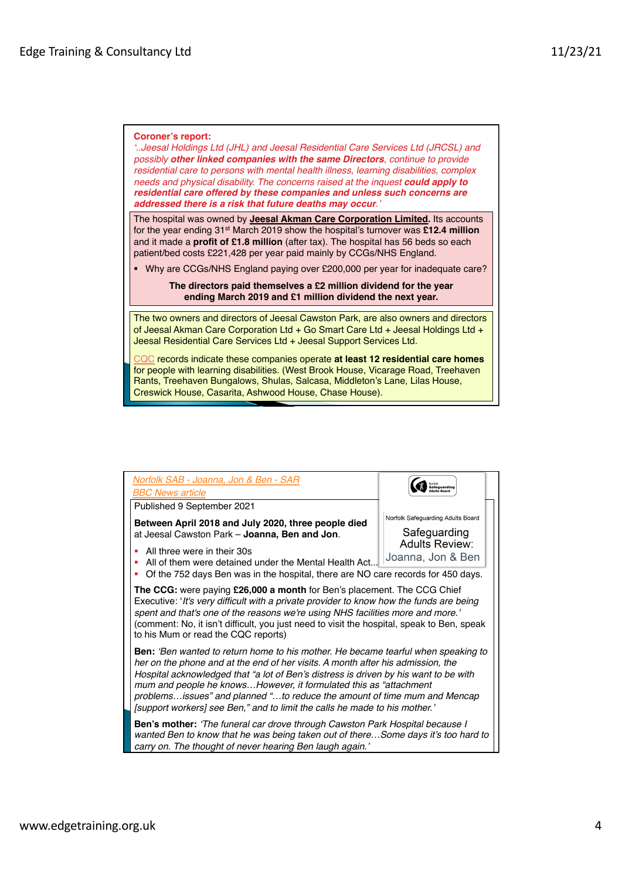**Coroner's report:**

*'..Jeesal Holdings Ltd (JHL) and Jeesal Residential Care Services Ltd (JRCSL) and possibly **other linked companies with the same Directors**, continue to provide residential care to persons with mental health illness, learning disabilities, complex needs and physical disability. The concerns raised at the inquest **could apply to residential care offered by these companies and unless such concerns are addressed there is a risk that future deaths may occur**.'*

The hospital was owned by **Jeesal Akman Care Corporation Limited**. Its accounts for the year ending 31st March 2019 show the hospital's turnover was **£12.4 million** and it made a **profit of £1.8 million** (after tax). The hospital has 56 beds so each patient/bed costs £221,428 per year paid mainly by CCGs/NHS England.

- Why are CCGs/NHS England paying over £200,000 per year for inadequate care?

**The directors paid themselves a £2 million dividend for the year ending March 2019 and £1 million dividend the next year.**

The two owners and directors of Jeesal Cawston Park, are also owners and directors of Jeesal Akman Care Corporation Ltd + Go Smart Care Ltd + Jeesal Holdings Ltd + Jeesal Residential Care Services Ltd + Jeesal Support Services Ltd.

CQC records indicate these companies operate **at least 12 residential care homes** for people with learning disabilities. (West Brook House, Vicarage Road, Treehaven Rants, Treehaven Bungalows, Shulas, Salcasa, Middleton's Lane, Lilas House, Creswick House, Casarita, Ashwood House, Chase House).

---

*Norfolk SAB - Joanna, Jon & Ben - SAR*

*BBC News article*

Norfolk Safeguarding Adults Board

Safeguarding Adults Review: Joanna, Jon & Ben

Published 9 September 2021

**Between April 2018 and July 2020, three people died** at Jeesal Cawston Park – **Joanna, Ben and Jon**.

- All three were in their 30s
- All of them were detained under the Mental Health Act...
- Of the 752 days Ben was in the hospital, there are NO care records for 450 days.

**The CCG:** were paying **£26,000 a month** for Ben's placement. The CCG Chief Executive: '*It's very difficult with a private provider to know how the funds are being spent and that's one of the reasons we're using NHS facilities more and more.'* (comment: No, it isn't difficult, you just need to visit the hospital, speak to Ben, speak to his Mum or read the CQC reports)

**Ben:** *'Ben wanted to return home to his mother. He became tearful when speaking to her on the phone and at the end of her visits. A month after his admission, the Hospital acknowledged that "a lot of Ben's distress is driven by his want to be with mum and people he knows…However, it formulated this as "attachment problems…issues" and planned "…to reduce the amount of time mum and Mencap [support workers] see Ben," and to limit the calls he made to his mother.'*

**Ben's mother:** *'The funeral car drove through Cawston Park Hospital because I wanted Ben to know that he was being taken out of there…Some days it's too hard to carry on. The thought of never hearing Ben laugh again.'*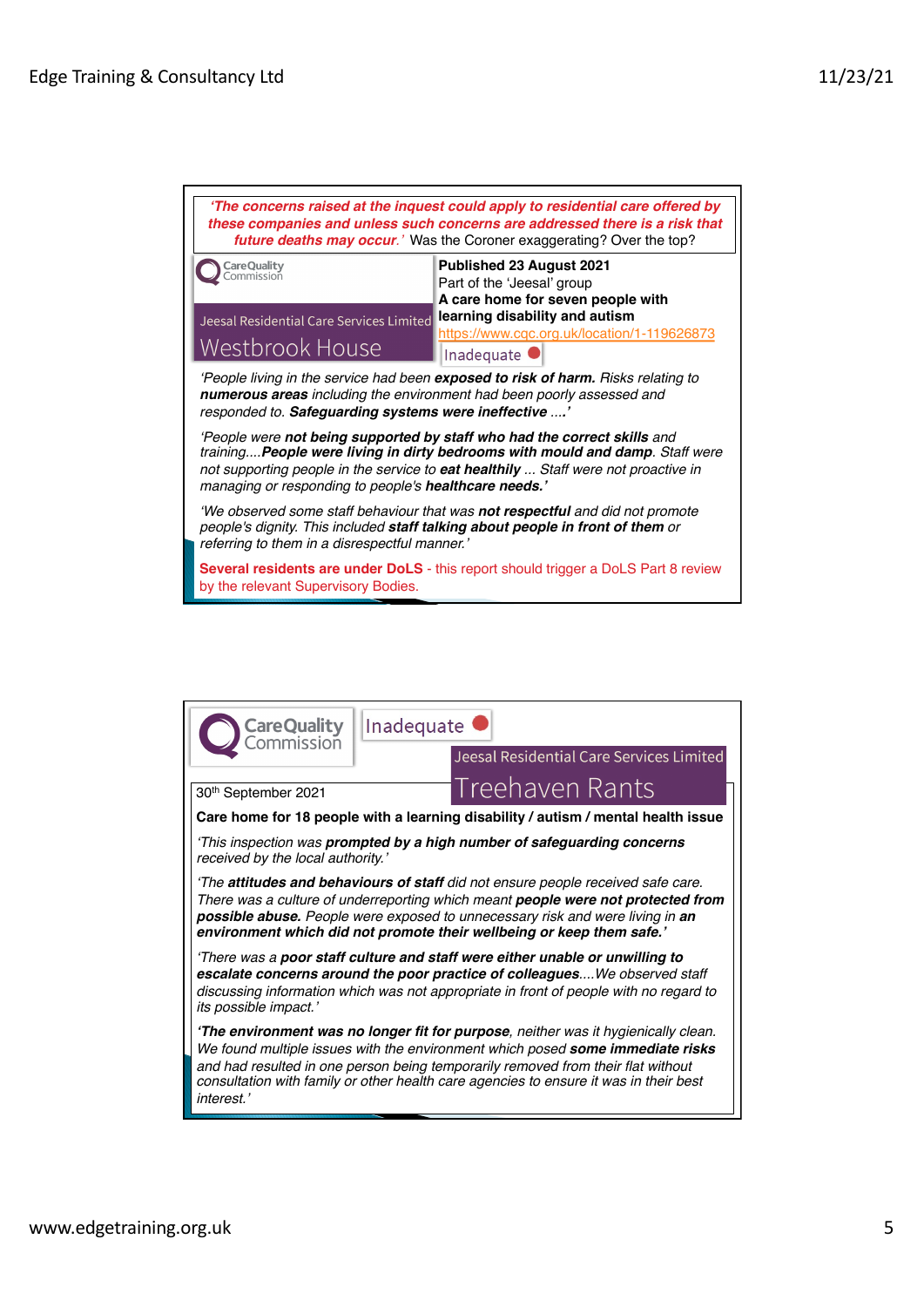***'The concerns raised at the inquest could apply to residential care offered by these companies and unless such concerns are addressed there is a risk that future deaths may occur.'*** Was the Coroner exaggerating? Over the top?

CareQuality Commission

Jeesal Residential Care Services Limited

## Westbrook House

**Published 23 August 2021**
Part of the 'Jeesal' group
**A care home for seven people with learning disability and autism**
https://www.cqc.org.uk/location/1-119626873

Inadequate

*'People living in the service had been **exposed to risk of harm.** Risks relating to **numerous areas** including the environment had been poorly assessed and responded to. **Safeguarding systems were ineffective** ....'*

*'People were **not being supported by staff who had the correct skills** and training....**People were living in dirty bedrooms with mould and damp**. Staff were not supporting people in the service to **eat healthily** ... Staff were not proactive in managing or responding to people's **healthcare needs.'***

*'We observed some staff behaviour that was **not respectful** and did not promote people's dignity. This included **staff talking about people in front of them** or referring to them in a disrespectful manner.'*

**Several residents are under DoLS** - this report should trigger a DoLS Part 8 review by the relevant Supervisory Bodies.

---

CareQuality Commission

Inadequate

Jeesal Residential Care Services Limited

## Treehaven Rants

30th September 2021

**Care home for 18 people with a learning disability / autism / mental health issue**

*'This inspection was **prompted by a high number of safeguarding concerns** received by the local authority.'*

*'The **attitudes and behaviours of staff** did not ensure people received safe care. There was a culture of underreporting which meant **people were not protected from possible abuse.** People were exposed to unnecessary risk and were living in **an environment which did not promote their wellbeing or keep them safe.'***

*'There was a **poor staff culture and staff were either unable or unwilling to escalate concerns around the poor practice of colleagues**....We observed staff discussing information which was not appropriate in front of people with no regard to its possible impact.'*

***'The environment was no longer fit for purpose**, neither was it hygienically clean. We found multiple issues with the environment which posed **some immediate risks** and had resulted in one person being temporarily removed from their flat without consultation with family or other health care agencies to ensure it was in their best interest.'*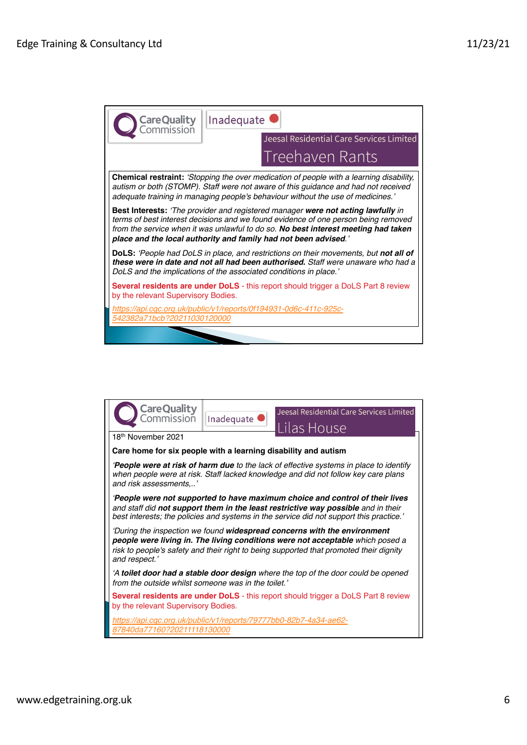CareQuality Commission | Inadequate

Jeesal Residential Care Services Limited

## Treehaven Rants

**Chemical restraint:** *'Stopping the over medication of people with a learning disability, autism or both (STOMP). Staff were not aware of this guidance and had not received adequate training in managing people's behaviour without the use of medicines.'*

**Best Interests:** *'The provider and registered manager* ***were not acting lawfully*** *in terms of best interest decisions and we found evidence of one person being removed from the service when it was unlawful to do so.* ***No best interest meeting had taken place and the local authority and family had not been advised****.'*

**DoLS:** *'People had DoLS in place, and restrictions on their movements, but* ***not all of these were in date and not all had been authorised.*** *Staff were unaware who had a DoLS and the implications of the associated conditions in place.'*

**Several residents are under DoLS** - this report should trigger a DoLS Part 8 review by the relevant Supervisory Bodies.

*https://api.cqc.org.uk/public/v1/reports/0f194931-0d6c-411c-925c-542382a71bcb?20211030120000*

---

CareQuality Commission | Inadequate

Jeesal Residential Care Services Limited

## Lilas House

18th November 2021

**Care home for six people with a learning disability and autism**

*'****People were at risk of harm due*** *to the lack of effective systems in place to identify when people were at risk. Staff lacked knowledge and did not follow key care plans and risk assessments,..'*

*'****People were not supported to have maximum choice and control of their lives*** *and staff did* ***not support them in the least restrictive way possible*** *and in their best interests; the policies and systems in the service did not support this practice.'*

*'During the inspection we found* ***widespread concerns with the environment people were living in. The living conditions were not acceptable*** *which posed a risk to people's safety and their right to being supported that promoted their dignity and respect.'*

*'A* ***toilet door had a stable door design*** *where the top of the door could be opened from the outside whilst someone was in the toilet.'*

**Several residents are under DoLS** - this report should trigger a DoLS Part 8 review by the relevant Supervisory Bodies.

*https://api.cqc.org.uk/public/v1/reports/79777bb0-82b7-4a34-ae62-87840da77160?20211118130000*